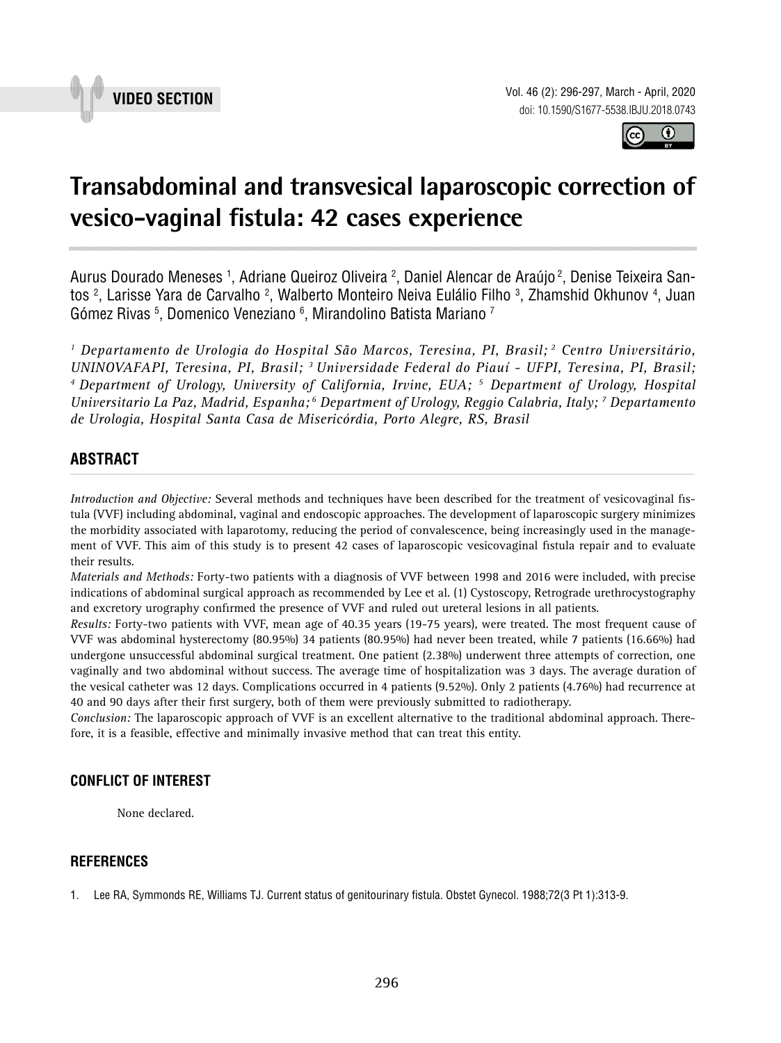VIDEO SECTION

# Transabdominal and transvesical laparoscopic correction of vesico-vaginal fistula: 42 cases experience

Aurus Dourado Meneses [1], Adriane Queiroz Oliveira [2], Daniel Alencar de Araújo [2], Denise Teixeira Santos [2], Larisse Yara de Carvalho [2], Walberto Monteiro Neiva Eulálio Filho [3], Zhamshid Okhunov [4], Juan Gómez Rivas [5], Domenico Veneziano [6], Mirandolino Batista Mariano [7]

*[1] Departamento de Urologia do Hospital São Marcos, Teresina, PI, Brasil; [2] Centro Universitário, UNINOVAFAPI, Teresina, PI, Brasil; [3] Universidade Federal do Piauí - UFPI, Teresina, PI, Brasil; [4] Department of Urology, University of California, Irvine, EUA; [5] Department of Urology, Hospital Universitario La Paz, Madrid, Espanha; [6] Department of Urology, Reggio Calabria, Italy; [7] Departamento de Urologia, Hospital Santa Casa de Misericórdia, Porto Alegre, RS, Brasil*

## ABSTRACT

*Introduction and Objective:* Several methods and techniques have been described for the treatment of vesicovaginal fistula (VVF) including abdominal, vaginal and endoscopic approaches. The development of laparoscopic surgery minimizes the morbidity associated with laparotomy, reducing the period of convalescence, being increasingly used in the management of VVF. This aim of this study is to present 42 cases of laparoscopic vesicovaginal fistula repair and to evaluate their results.

*Materials and Methods:* Forty-two patients with a diagnosis of VVF between 1998 and 2016 were included, with precise indications of abdominal surgical approach as recommended by Lee et al. (1) Cystoscopy, Retrograde urethrocystography and excretory urography confirmed the presence of VVF and ruled out ureteral lesions in all patients.

*Results:* Forty-two patients with VVF, mean age of 40.35 years (19-75 years), were treated. The most frequent cause of VVF was abdominal hysterectomy (80.95%) 34 patients (80.95%) had never been treated, while 7 patients (16.66%) had undergone unsuccessful abdominal surgical treatment. One patient (2.38%) underwent three attempts of correction, one vaginally and two abdominal without success. The average time of hospitalization was 3 days. The average duration of the vesical catheter was 12 days. Complications occurred in 4 patients (9.52%). Only 2 patients (4.76%) had recurrence at 40 and 90 days after their first surgery, both of them were previously submitted to radiotherapy.

*Conclusion:* The laparoscopic approach of VVF is an excellent alternative to the traditional abdominal approach. Therefore, it is a feasible, effective and minimally invasive method that can treat this entity.

## CONFLICT OF INTEREST

None declared.

## REFERENCES

1. Lee RA, Symmonds RE, Williams TJ. Current status of genitourinary fistula. Obstet Gynecol. 1988;72(3 Pt 1):313-9.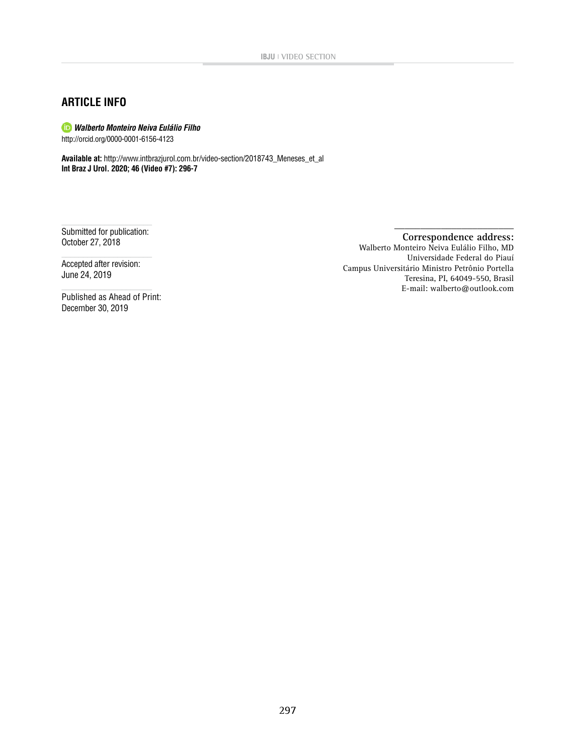## ARTICLE INFO

***Walberto Monteiro Neiva Eulálio Filho***
http://orcid.org/0000-0001-6156-4123

**Available at:** http://www.intbrazjurol.com.br/video-section/2018743_Meneses_et_al
**Int Braz J Urol. 2020; 46 (Video #7): 296-7**

Submitted for publication:
October 27, 2018

Accepted after revision:
June 24, 2019

Published as Ahead of Print:
December 30, 2019

**Correspondence address:**
Walberto Monteiro Neiva Eulálio Filho, MD
Universidade Federal do Piauí
Campus Universitário Ministro Petrônio Portella
Teresina, PI, 64049-550, Brasil
E-mail: walberto@outlook.com